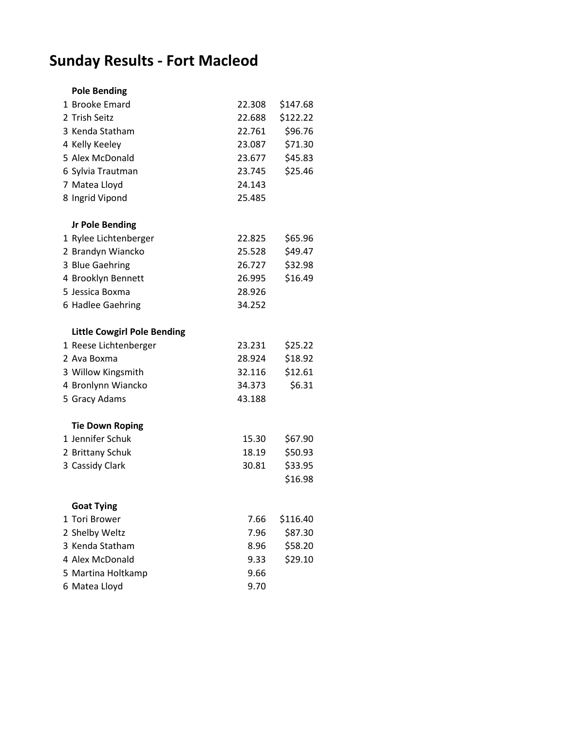# Sunday Results - Fort Macleod

### Pole Bending

| | | | |
|---|---|---|---|
| 1 | Brooke Emard | 22.308 | $147.68 |
| 2 | Trish Seitz | 22.688 | $122.22 |
| 3 | Kenda Statham | 22.761 | $96.76 |
| 4 | Kelly Keeley | 23.087 | $71.30 |
| 5 | Alex McDonald | 23.677 | $45.83 |
| 6 | Sylvia Trautman | 23.745 | $25.46 |
| 7 | Matea Lloyd | 24.143 | |
| 8 | Ingrid Vipond | 25.485 | |

### Jr Pole Bending

| | | | |
|---|---|---|---|
| 1 | Rylee Lichtenberger | 22.825 | $65.96 |
| 2 | Brandyn Wiancko | 25.528 | $49.47 |
| 3 | Blue Gaehring | 26.727 | $32.98 |
| 4 | Brooklyn Bennett | 26.995 | $16.49 |
| 5 | Jessica Boxma | 28.926 | |
| 6 | Hadlee Gaehring | 34.252 | |

### Little Cowgirl Pole Bending

| | | | |
|---|---|---|---|
| 1 | Reese Lichtenberger | 23.231 | $25.22 |
| 2 | Ava Boxma | 28.924 | $18.92 |
| 3 | Willow Kingsmith | 32.116 | $12.61 |
| 4 | Bronlynn Wiancko | 34.373 | $6.31 |
| 5 | Gracy Adams | 43.188 | |

### Tie Down Roping

| | | | |
|---|---|---|---|
| 1 | Jennifer Schuk | 15.30 | $67.90 |
| 2 | Brittany Schuk | 18.19 | $50.93 |
| 3 | Cassidy Clark | 30.81 | $33.95 |
| | | | $16.98 |

### Goat Tying

| | | | |
|---|---|---|---|
| 1 | Tori Brower | 7.66 | $116.40 |
| 2 | Shelby Weltz | 7.96 | $87.30 |
| 3 | Kenda Statham | 8.96 | $58.20 |
| 4 | Alex McDonald | 9.33 | $29.10 |
| 5 | Martina Holtkamp | 9.66 | |
| 6 | Matea Lloyd | 9.70 | |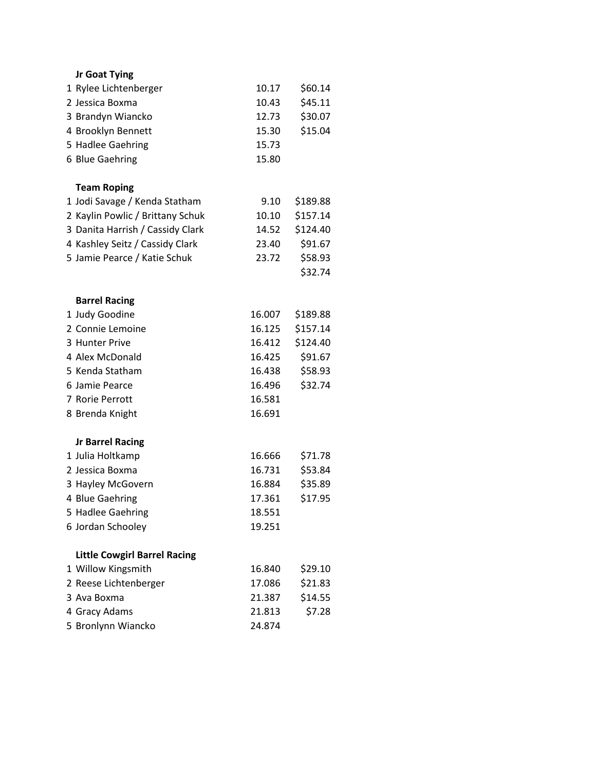**Jr Goat Tying**

| | | | |
|---|---|---|---|
| 1 | Rylee Lichtenberger | 10.17 | $60.14 |
| 2 | Jessica Boxma | 10.43 | $45.11 |
| 3 | Brandyn Wiancko | 12.73 | $30.07 |
| 4 | Brooklyn Bennett | 15.30 | $15.04 |
| 5 | Hadlee Gaehring | 15.73 | |
| 6 | Blue Gaehring | 15.80 | |

**Team Roping**

| | | | |
|---|---|---|---|
| 1 | Jodi Savage / Kenda Statham | 9.10 | $189.88 |
| 2 | Kaylin Powlic / Brittany Schuk | 10.10 | $157.14 |
| 3 | Danita Harrish / Cassidy Clark | 14.52 | $124.40 |
| 4 | Kashley Seitz / Cassidy Clark | 23.40 | $91.67 |
| 5 | Jamie Pearce / Katie Schuk | 23.72 | $58.93 |
| | | | $32.74 |

**Barrel Racing**

| | | | |
|---|---|---|---|
| 1 | Judy Goodine | 16.007 | $189.88 |
| 2 | Connie Lemoine | 16.125 | $157.14 |
| 3 | Hunter Prive | 16.412 | $124.40 |
| 4 | Alex McDonald | 16.425 | $91.67 |
| 5 | Kenda Statham | 16.438 | $58.93 |
| 6 | Jamie Pearce | 16.496 | $32.74 |
| 7 | Rorie Perrott | 16.581 | |
| 8 | Brenda Knight | 16.691 | |

**Jr Barrel Racing**

| | | | |
|---|---|---|---|
| 1 | Julia Holtkamp | 16.666 | $71.78 |
| 2 | Jessica Boxma | 16.731 | $53.84 |
| 3 | Hayley McGovern | 16.884 | $35.89 |
| 4 | Blue Gaehring | 17.361 | $17.95 |
| 5 | Hadlee Gaehring | 18.551 | |
| 6 | Jordan Schooley | 19.251 | |

**Little Cowgirl Barrel Racing**

| | | | |
|---|---|---|---|
| 1 | Willow Kingsmith | 16.840 | $29.10 |
| 2 | Reese Lichtenberger | 17.086 | $21.83 |
| 3 | Ava Boxma | 21.387 | $14.55 |
| 4 | Gracy Adams | 21.813 | $7.28 |
| 5 | Bronlynn Wiancko | 24.874 | |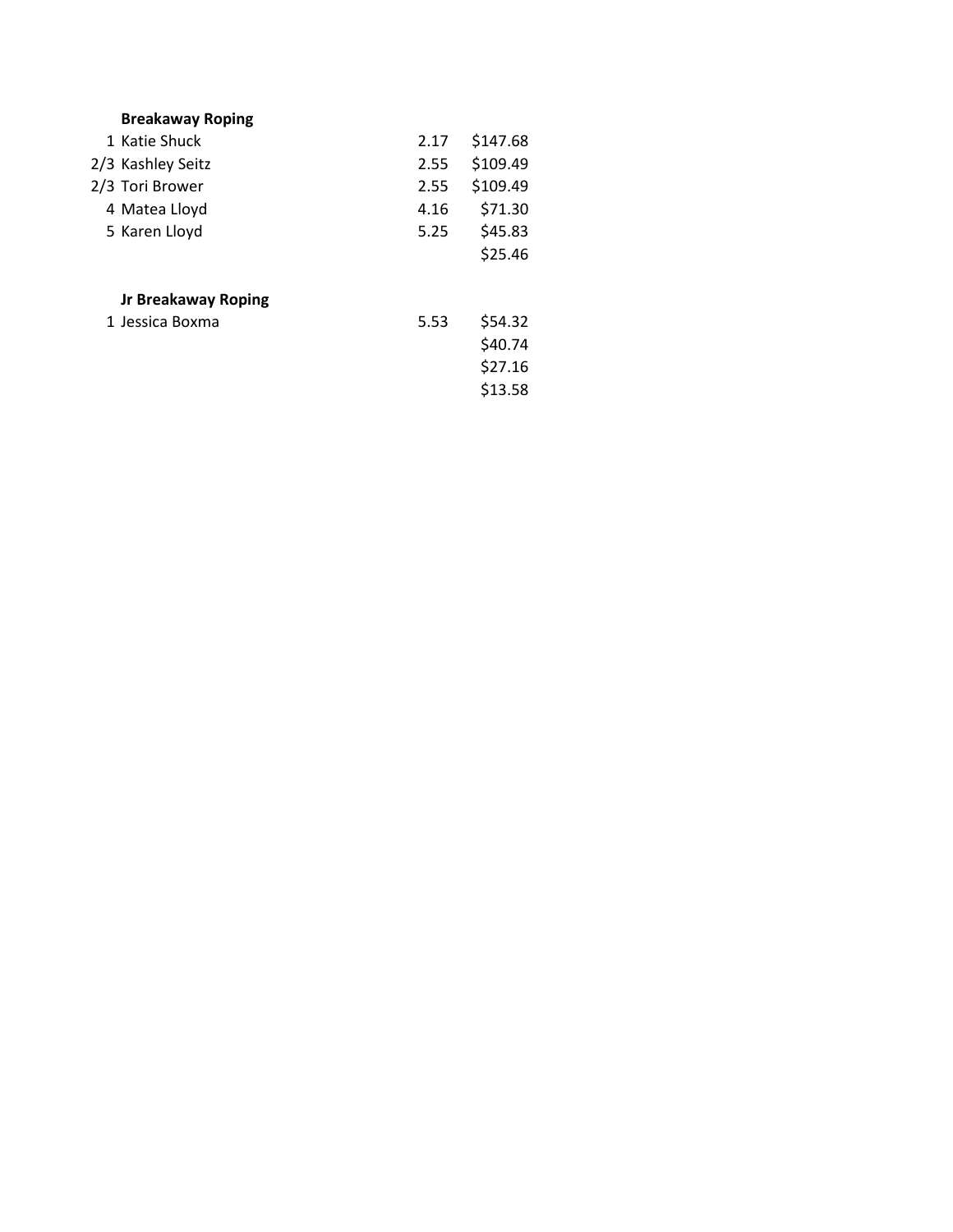**Breakaway Roping**

| | | | |
|---|---|---|---|
| 1 | Katie Shuck | 2.17 | $147.68 |
| 2/3 | Kashley Seitz | 2.55 | $109.49 |
| 2/3 | Tori Brower | 2.55 | $109.49 |
| 4 | Matea Lloyd | 4.16 | $71.30 |
| 5 | Karen Lloyd | 5.25 | $45.83 |
| | | | $25.46 |

**Jr Breakaway Roping**

| | | | |
|---|---|---|---|
| 1 | Jessica Boxma | 5.53 | $54.32 |
| | | | $40.74 |
| | | | $27.16 |
| | | | $13.58 |